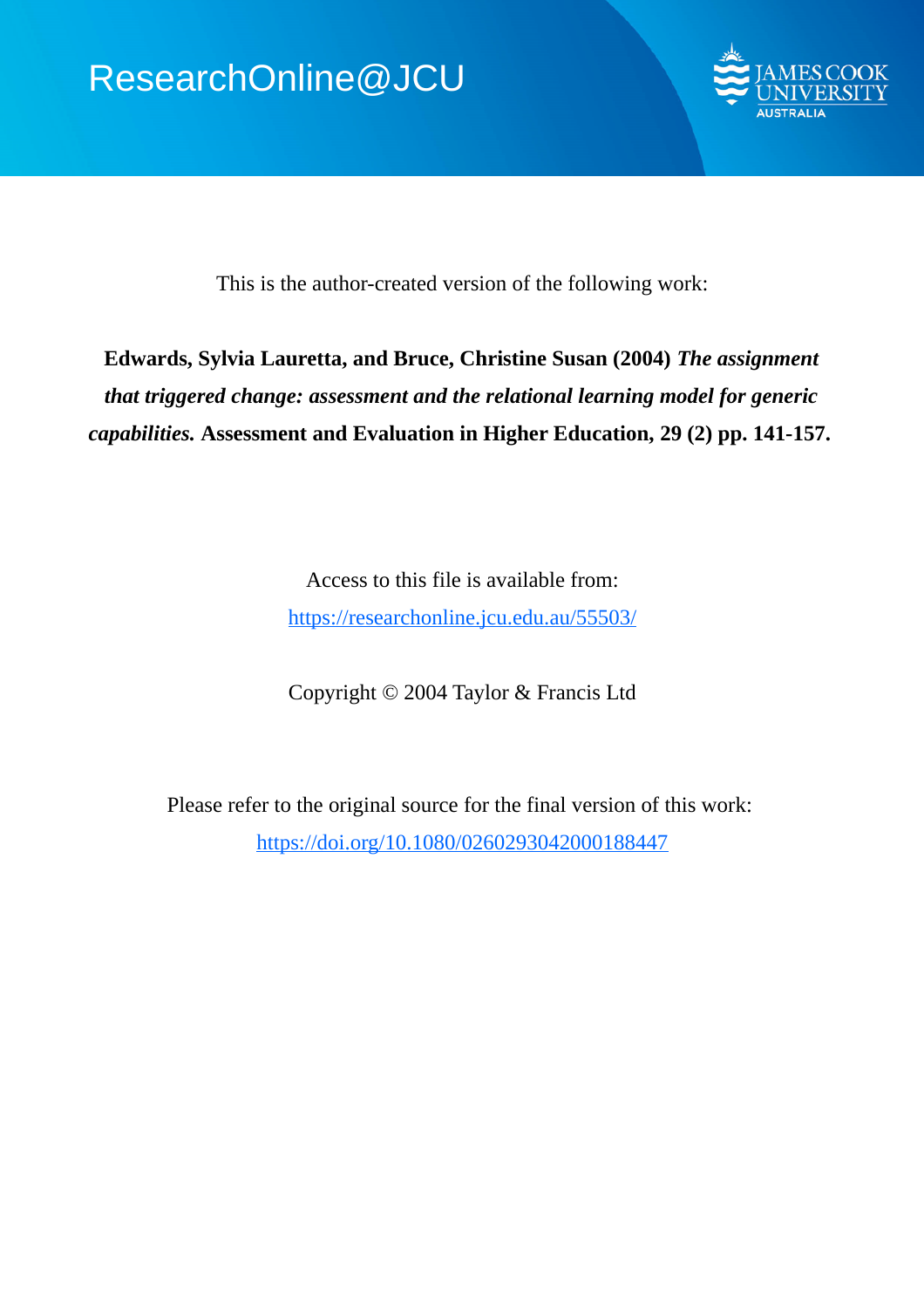ResearchOnline@JCU

This is the author-created version of the following work:

**Edwards, Sylvia Lauretta, and Bruce, Christine Susan (2004)** ***The assignment that triggered change: assessment and the relational learning model for generic capabilities.*** **Assessment and Evaluation in Higher Education, 29 (2) pp. 141-157.**

Access to this file is available from:

https://researchonline.jcu.edu.au/55503/

Copyright © 2004 Taylor & Francis Ltd

Please refer to the original source for the final version of this work:

https://doi.org/10.1080/0260293042000188447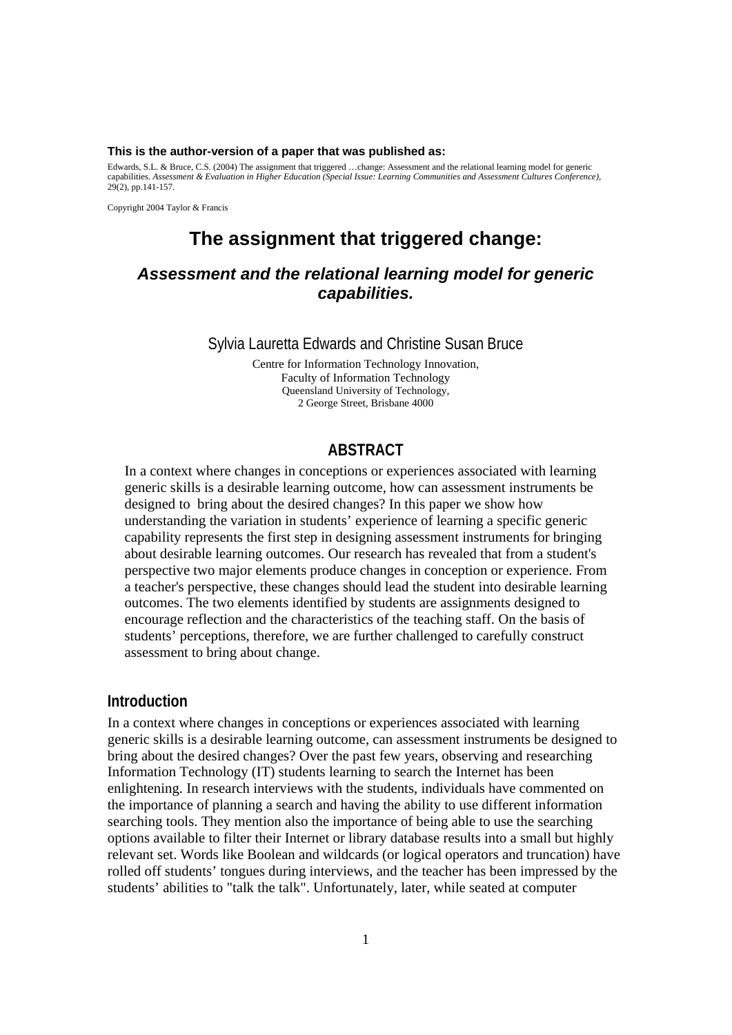**This is the author-version of a paper that was published as:**

Edwards, S.L. & Bruce, C.S. (2004) The assignment that triggered …change: Assessment and the relational learning model for generic capabilities. *Assessment & Evaluation in Higher Education (Special Issue: Learning Communities and Assessment Cultures Conference),* 29(2), pp.141-157.

Copyright 2004 Taylor & Francis

# The assignment that triggered change:

## *Assessment and the relational learning model for generic capabilities.*

Sylvia Lauretta Edwards and Christine Susan Bruce

Centre for Information Technology Innovation,
Faculty of Information Technology
Queensland University of Technology,
2 George Street, Brisbane 4000

## ABSTRACT

In a context where changes in conceptions or experiences associated with learning generic skills is a desirable learning outcome, how can assessment instruments be designed to bring about the desired changes? In this paper we show how understanding the variation in students' experience of learning a specific generic capability represents the first step in designing assessment instruments for bringing about desirable learning outcomes. Our research has revealed that from a student's perspective two major elements produce changes in conception or experience. From a teacher's perspective, these changes should lead the student into desirable learning outcomes. The two elements identified by students are assignments designed to encourage reflection and the characteristics of the teaching staff. On the basis of students' perceptions, therefore, we are further challenged to carefully construct assessment to bring about change.

## Introduction

In a context where changes in conceptions or experiences associated with learning generic skills is a desirable learning outcome, can assessment instruments be designed to bring about the desired changes? Over the past few years, observing and researching Information Technology (IT) students learning to search the Internet has been enlightening. In research interviews with the students, individuals have commented on the importance of planning a search and having the ability to use different information searching tools. They mention also the importance of being able to use the searching options available to filter their Internet or library database results into a small but highly relevant set. Words like Boolean and wildcards (or logical operators and truncation) have rolled off students' tongues during interviews, and the teacher has been impressed by the students' abilities to "talk the talk". Unfortunately, later, while seated at computer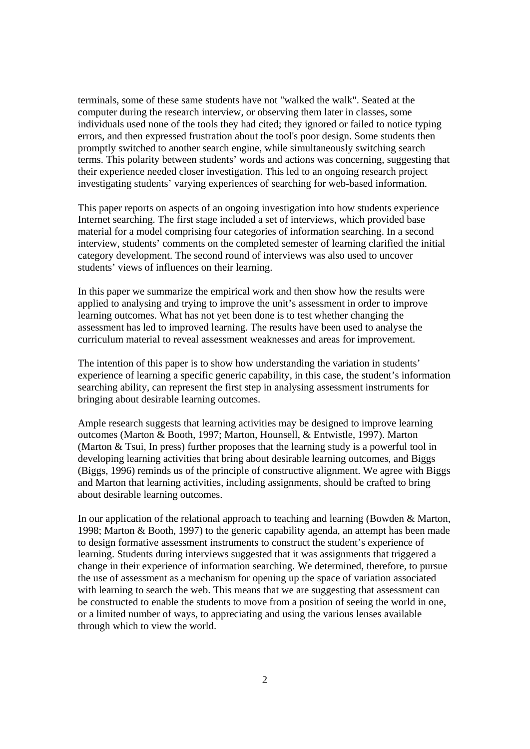terminals, some of these same students have not "walked the walk". Seated at the computer during the research interview, or observing them later in classes, some individuals used none of the tools they had cited; they ignored or failed to notice typing errors, and then expressed frustration about the tool's poor design. Some students then promptly switched to another search engine, while simultaneously switching search terms. This polarity between students' words and actions was concerning, suggesting that their experience needed closer investigation. This led to an ongoing research project investigating students' varying experiences of searching for web-based information.

This paper reports on aspects of an ongoing investigation into how students experience Internet searching. The first stage included a set of interviews, which provided base material for a model comprising four categories of information searching. In a second interview, students' comments on the completed semester of learning clarified the initial category development. The second round of interviews was also used to uncover students' views of influences on their learning.

In this paper we summarize the empirical work and then show how the results were applied to analysing and trying to improve the unit's assessment in order to improve learning outcomes. What has not yet been done is to test whether changing the assessment has led to improved learning. The results have been used to analyse the curriculum material to reveal assessment weaknesses and areas for improvement.

The intention of this paper is to show how understanding the variation in students' experience of learning a specific generic capability, in this case, the student's information searching ability, can represent the first step in analysing assessment instruments for bringing about desirable learning outcomes.

Ample research suggests that learning activities may be designed to improve learning outcomes (Marton & Booth, 1997; Marton, Hounsell, & Entwistle, 1997). Marton (Marton & Tsui, In press) further proposes that the learning study is a powerful tool in developing learning activities that bring about desirable learning outcomes, and Biggs (Biggs, 1996) reminds us of the principle of constructive alignment. We agree with Biggs and Marton that learning activities, including assignments, should be crafted to bring about desirable learning outcomes.

In our application of the relational approach to teaching and learning (Bowden & Marton, 1998; Marton & Booth, 1997) to the generic capability agenda, an attempt has been made to design formative assessment instruments to construct the student's experience of learning. Students during interviews suggested that it was assignments that triggered a change in their experience of information searching. We determined, therefore, to pursue the use of assessment as a mechanism for opening up the space of variation associated with learning to search the web. This means that we are suggesting that assessment can be constructed to enable the students to move from a position of seeing the world in one, or a limited number of ways, to appreciating and using the various lenses available through which to view the world.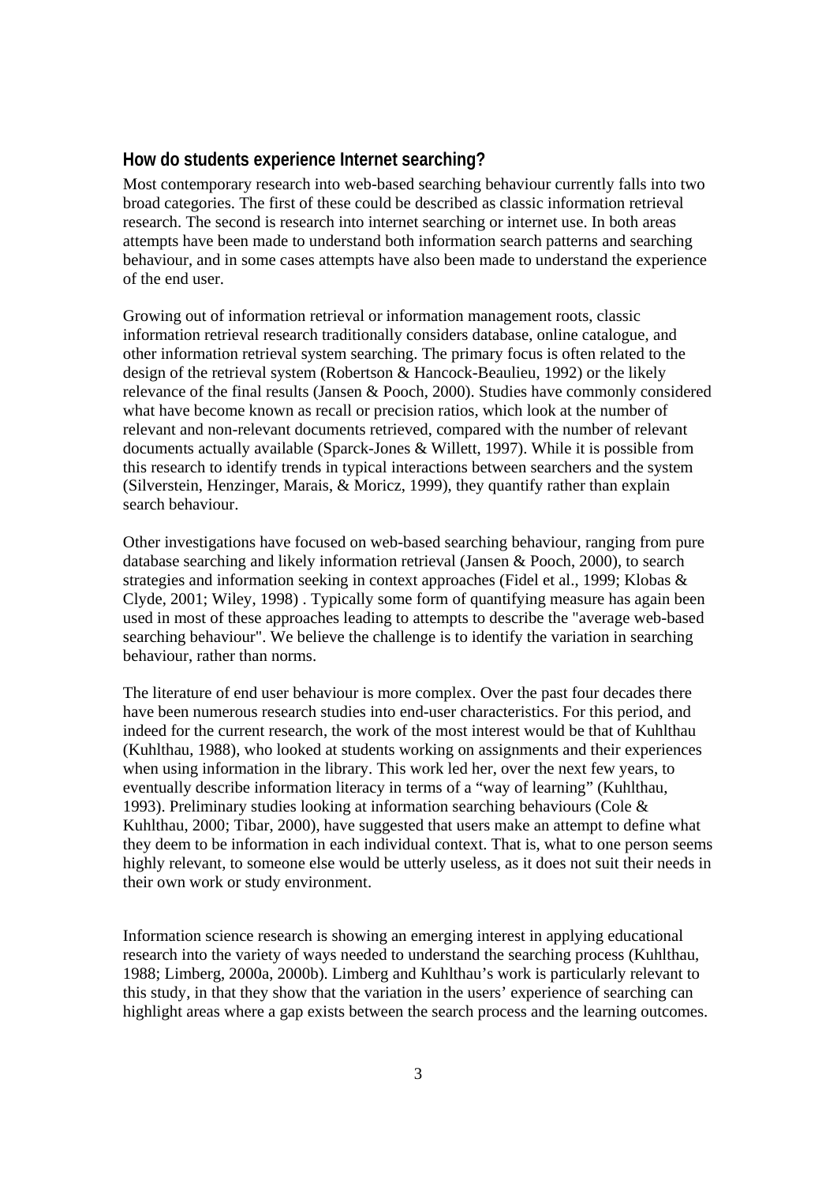## How do students experience Internet searching?

Most contemporary research into web-based searching behaviour currently falls into two broad categories. The first of these could be described as classic information retrieval research. The second is research into internet searching or internet use. In both areas attempts have been made to understand both information search patterns and searching behaviour, and in some cases attempts have also been made to understand the experience of the end user.

Growing out of information retrieval or information management roots, classic information retrieval research traditionally considers database, online catalogue, and other information retrieval system searching. The primary focus is often related to the design of the retrieval system (Robertson & Hancock-Beaulieu, 1992) or the likely relevance of the final results (Jansen & Pooch, 2000). Studies have commonly considered what have become known as recall or precision ratios, which look at the number of relevant and non-relevant documents retrieved, compared with the number of relevant documents actually available (Sparck-Jones & Willett, 1997). While it is possible from this research to identify trends in typical interactions between searchers and the system (Silverstein, Henzinger, Marais, & Moricz, 1999), they quantify rather than explain search behaviour.

Other investigations have focused on web-based searching behaviour, ranging from pure database searching and likely information retrieval (Jansen & Pooch, 2000), to search strategies and information seeking in context approaches (Fidel et al., 1999; Klobas & Clyde, 2001; Wiley, 1998) . Typically some form of quantifying measure has again been used in most of these approaches leading to attempts to describe the "average web-based searching behaviour". We believe the challenge is to identify the variation in searching behaviour, rather than norms.

The literature of end user behaviour is more complex. Over the past four decades there have been numerous research studies into end-user characteristics. For this period, and indeed for the current research, the work of the most interest would be that of Kuhlthau (Kuhlthau, 1988), who looked at students working on assignments and their experiences when using information in the library. This work led her, over the next few years, to eventually describe information literacy in terms of a "way of learning" (Kuhlthau, 1993). Preliminary studies looking at information searching behaviours (Cole & Kuhlthau, 2000; Tibar, 2000), have suggested that users make an attempt to define what they deem to be information in each individual context. That is, what to one person seems highly relevant, to someone else would be utterly useless, as it does not suit their needs in their own work or study environment.

Information science research is showing an emerging interest in applying educational research into the variety of ways needed to understand the searching process (Kuhlthau, 1988; Limberg, 2000a, 2000b). Limberg and Kuhlthau's work is particularly relevant to this study, in that they show that the variation in the users' experience of searching can highlight areas where a gap exists between the search process and the learning outcomes.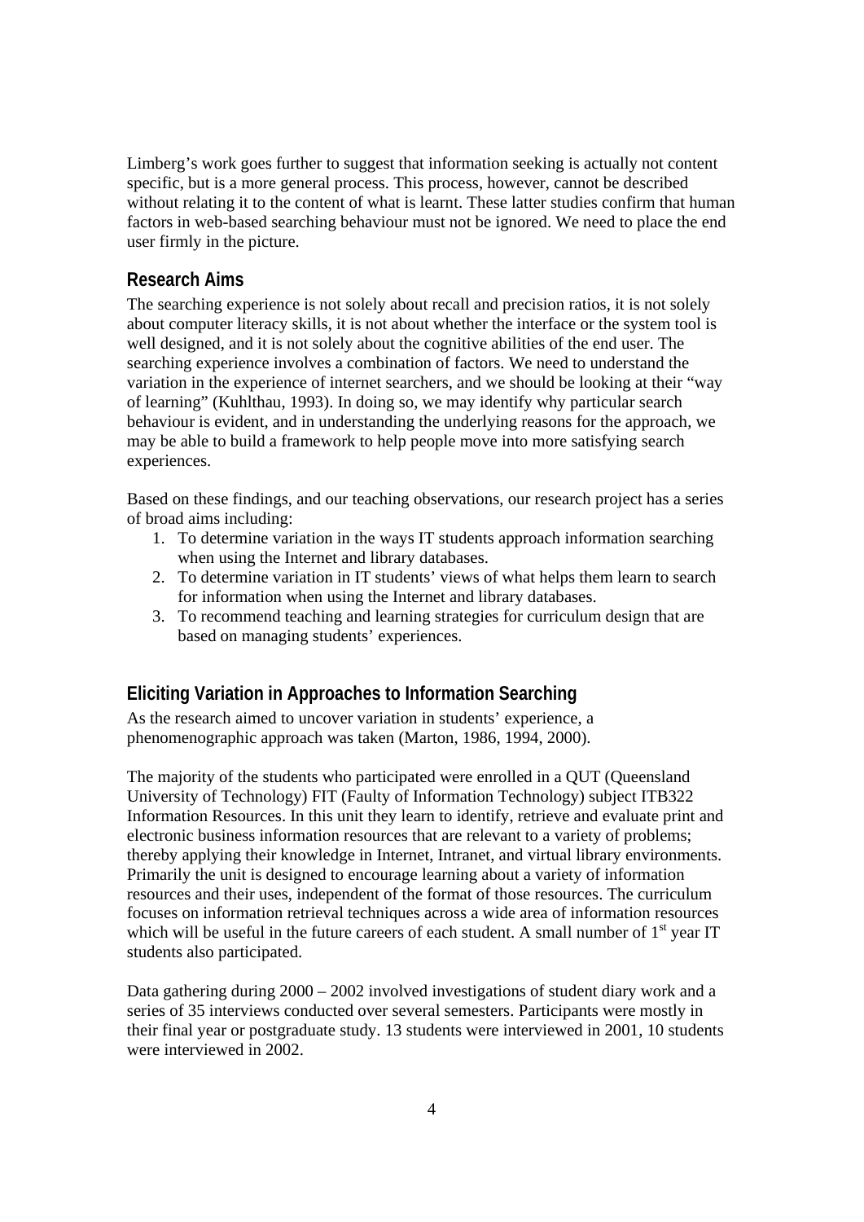Limberg's work goes further to suggest that information seeking is actually not content specific, but is a more general process. This process, however, cannot be described without relating it to the content of what is learnt. These latter studies confirm that human factors in web-based searching behaviour must not be ignored. We need to place the end user firmly in the picture.

## Research Aims

The searching experience is not solely about recall and precision ratios, it is not solely about computer literacy skills, it is not about whether the interface or the system tool is well designed, and it is not solely about the cognitive abilities of the end user. The searching experience involves a combination of factors. We need to understand the variation in the experience of internet searchers, and we should be looking at their "way of learning" (Kuhlthau, 1993). In doing so, we may identify why particular search behaviour is evident, and in understanding the underlying reasons for the approach, we may be able to build a framework to help people move into more satisfying search experiences.

Based on these findings, and our teaching observations, our research project has a series of broad aims including:

1. To determine variation in the ways IT students approach information searching when using the Internet and library databases.
2. To determine variation in IT students' views of what helps them learn to search for information when using the Internet and library databases.
3. To recommend teaching and learning strategies for curriculum design that are based on managing students' experiences.

## Eliciting Variation in Approaches to Information Searching

As the research aimed to uncover variation in students' experience, a phenomenographic approach was taken (Marton, 1986, 1994, 2000).

The majority of the students who participated were enrolled in a QUT (Queensland University of Technology) FIT (Faculty of Information Technology) subject ITB322 Information Resources. In this unit they learn to identify, retrieve and evaluate print and electronic business information resources that are relevant to a variety of problems; thereby applying their knowledge in Internet, Intranet, and virtual library environments. Primarily the unit is designed to encourage learning about a variety of information resources and their uses, independent of the format of those resources. The curriculum focuses on information retrieval techniques across a wide area of information resources which will be useful in the future careers of each student. A small number of 1st year IT students also participated.

Data gathering during 2000 – 2002 involved investigations of student diary work and a series of 35 interviews conducted over several semesters. Participants were mostly in their final year or postgraduate study. 13 students were interviewed in 2001, 10 students were interviewed in 2002.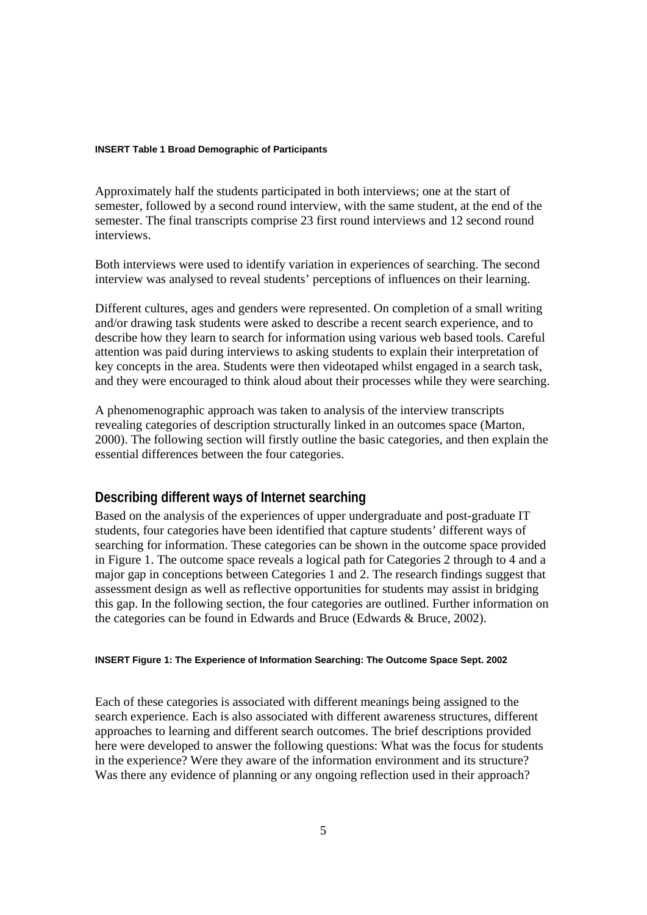**INSERT Table 1 Broad Demographic of Participants**

Approximately half the students participated in both interviews; one at the start of semester, followed by a second round interview, with the same student, at the end of the semester. The final transcripts comprise 23 first round interviews and 12 second round interviews.

Both interviews were used to identify variation in experiences of searching. The second interview was analysed to reveal students' perceptions of influences on their learning.

Different cultures, ages and genders were represented. On completion of a small writing and/or drawing task students were asked to describe a recent search experience, and to describe how they learn to search for information using various web based tools. Careful attention was paid during interviews to asking students to explain their interpretation of key concepts in the area. Students were then videotaped whilst engaged in a search task, and they were encouraged to think aloud about their processes while they were searching.

A phenomenographic approach was taken to analysis of the interview transcripts revealing categories of description structurally linked in an outcomes space (Marton, 2000). The following section will firstly outline the basic categories, and then explain the essential differences between the four categories.

## Describing different ways of Internet searching

Based on the analysis of the experiences of upper undergraduate and post-graduate IT students, four categories have been identified that capture students' different ways of searching for information. These categories can be shown in the outcome space provided in Figure 1. The outcome space reveals a logical path for Categories 2 through to 4 and a major gap in conceptions between Categories 1 and 2. The research findings suggest that assessment design as well as reflective opportunities for students may assist in bridging this gap. In the following section, the four categories are outlined. Further information on the categories can be found in Edwards and Bruce (Edwards & Bruce, 2002).

**INSERT Figure 1: The Experience of Information Searching: The Outcome Space Sept. 2002**

Each of these categories is associated with different meanings being assigned to the search experience. Each is also associated with different awareness structures, different approaches to learning and different search outcomes. The brief descriptions provided here were developed to answer the following questions: What was the focus for students in the experience? Were they aware of the information environment and its structure? Was there any evidence of planning or any ongoing reflection used in their approach?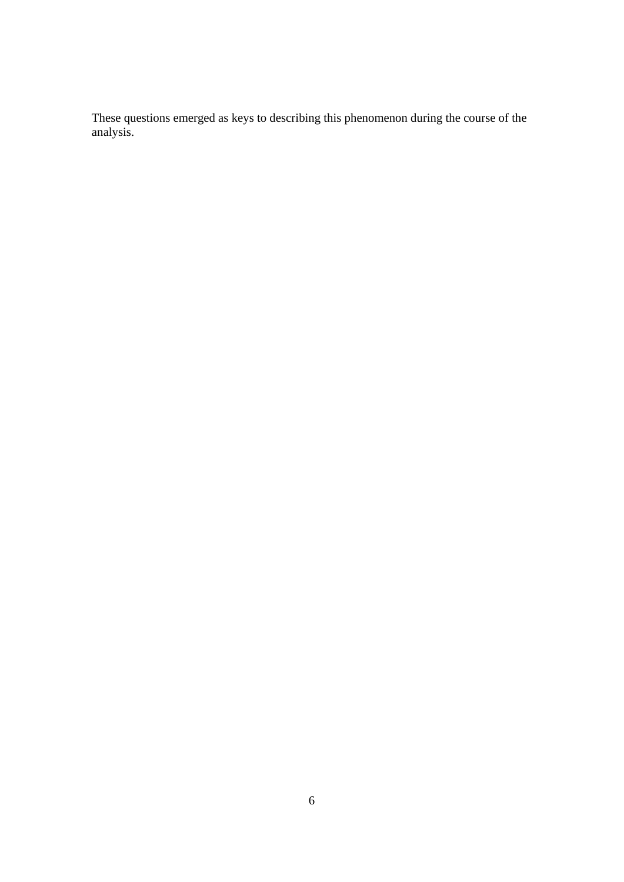These questions emerged as keys to describing this phenomenon during the course of the analysis.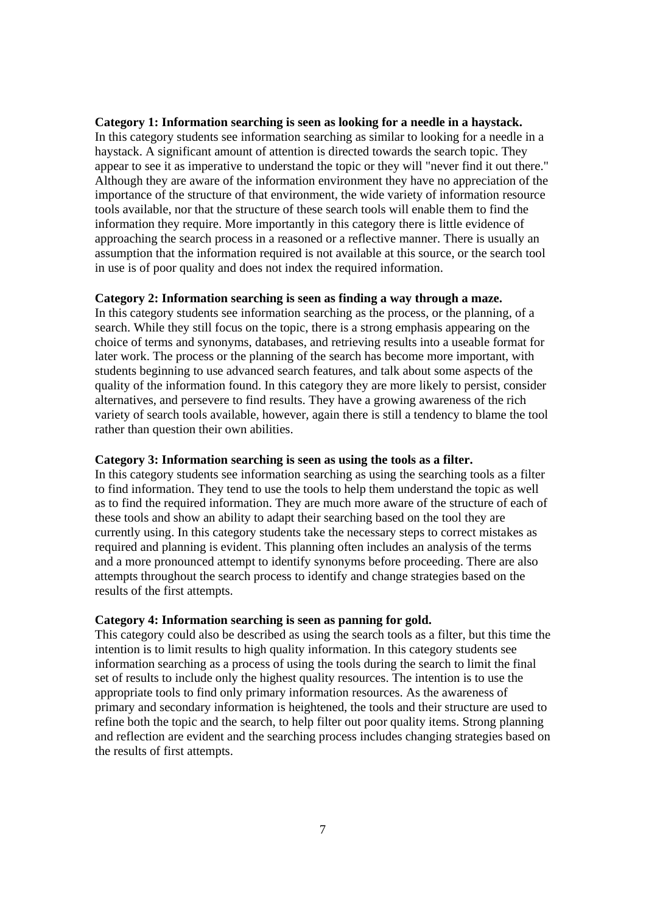**Category 1: Information searching is seen as looking for a needle in a haystack.**
In this category students see information searching as similar to looking for a needle in a haystack. A significant amount of attention is directed towards the search topic. They appear to see it as imperative to understand the topic or they will "never find it out there." Although they are aware of the information environment they have no appreciation of the importance of the structure of that environment, the wide variety of information resource tools available, nor that the structure of these search tools will enable them to find the information they require. More importantly in this category there is little evidence of approaching the search process in a reasoned or a reflective manner. There is usually an assumption that the information required is not available at this source, or the search tool in use is of poor quality and does not index the required information.

**Category 2: Information searching is seen as finding a way through a maze.**
In this category students see information searching as the process, or the planning, of a search. While they still focus on the topic, there is a strong emphasis appearing on the choice of terms and synonyms, databases, and retrieving results into a useable format for later work. The process or the planning of the search has become more important, with students beginning to use advanced search features, and talk about some aspects of the quality of the information found. In this category they are more likely to persist, consider alternatives, and persevere to find results. They have a growing awareness of the rich variety of search tools available, however, again there is still a tendency to blame the tool rather than question their own abilities.

**Category 3: Information searching is seen as using the tools as a filter.**
In this category students see information searching as using the searching tools as a filter to find information. They tend to use the tools to help them understand the topic as well as to find the required information. They are much more aware of the structure of each of these tools and show an ability to adapt their searching based on the tool they are currently using. In this category students take the necessary steps to correct mistakes as required and planning is evident. This planning often includes an analysis of the terms and a more pronounced attempt to identify synonyms before proceeding. There are also attempts throughout the search process to identify and change strategies based on the results of the first attempts.

**Category 4: Information searching is seen as panning for gold.**
This category could also be described as using the search tools as a filter, but this time the intention is to limit results to high quality information. In this category students see information searching as a process of using the tools during the search to limit the final set of results to include only the highest quality resources. The intention is to use the appropriate tools to find only primary information resources. As the awareness of primary and secondary information is heightened, the tools and their structure are used to refine both the topic and the search, to help filter out poor quality items. Strong planning and reflection are evident and the searching process includes changing strategies based on the results of first attempts.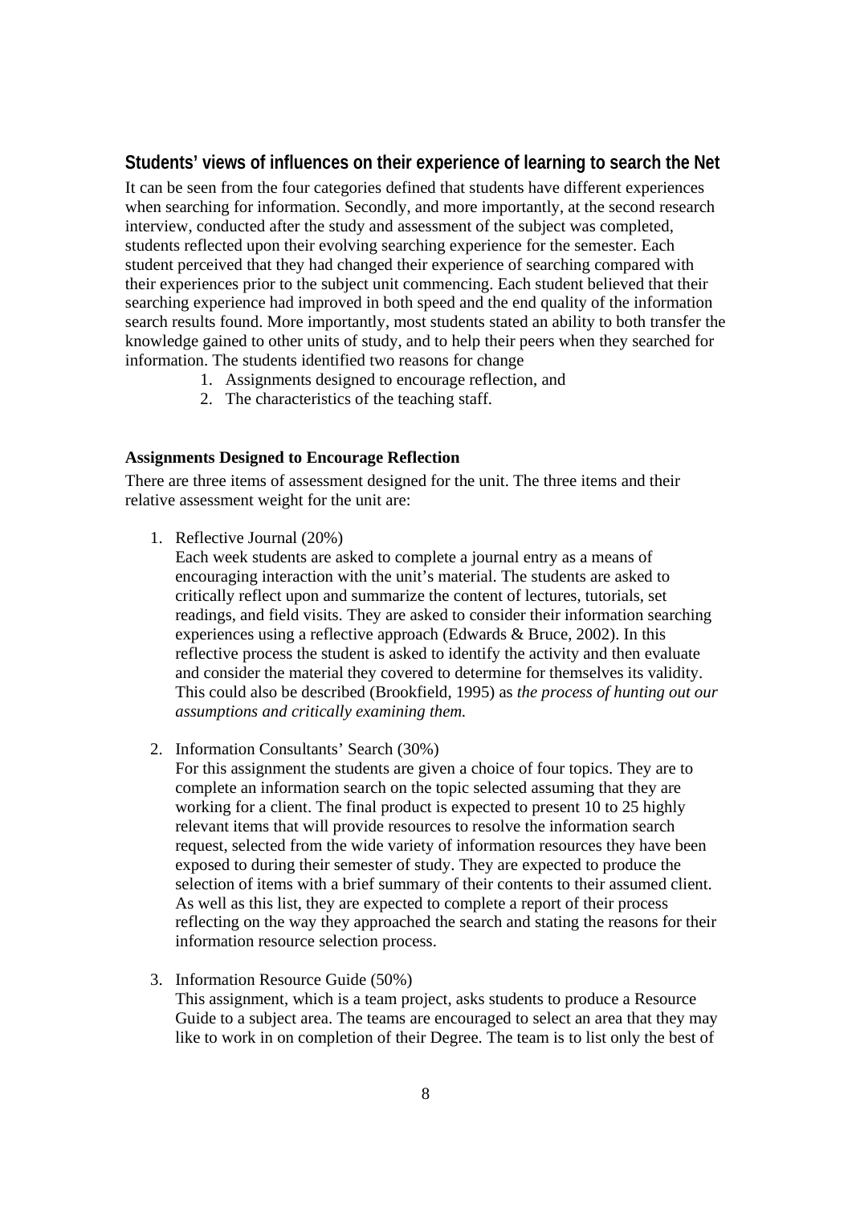## Students' views of influences on their experience of learning to search the Net

It can be seen from the four categories defined that students have different experiences when searching for information. Secondly, and more importantly, at the second research interview, conducted after the study and assessment of the subject was completed, students reflected upon their evolving searching experience for the semester. Each student perceived that they had changed their experience of searching compared with their experiences prior to the subject unit commencing. Each student believed that their searching experience had improved in both speed and the end quality of the information search results found. More importantly, most students stated an ability to both transfer the knowledge gained to other units of study, and to help their peers when they searched for information. The students identified two reasons for change

1. Assignments designed to encourage reflection, and
2. The characteristics of the teaching staff.

### Assignments Designed to Encourage Reflection

There are three items of assessment designed for the unit. The three items and their relative assessment weight for the unit are:

1. Reflective Journal (20%)
   Each week students are asked to complete a journal entry as a means of encouraging interaction with the unit's material. The students are asked to critically reflect upon and summarize the content of lectures, tutorials, set readings, and field visits. They are asked to consider their information searching experiences using a reflective approach (Edwards & Bruce, 2002). In this reflective process the student is asked to identify the activity and then evaluate and consider the material they covered to determine for themselves its validity. This could also be described (Brookfield, 1995) as *the process of hunting out our assumptions and critically examining them.*

2. Information Consultants' Search (30%)
   For this assignment the students are given a choice of four topics. They are to complete an information search on the topic selected assuming that they are working for a client. The final product is expected to present 10 to 25 highly relevant items that will provide resources to resolve the information search request, selected from the wide variety of information resources they have been exposed to during their semester of study. They are expected to produce the selection of items with a brief summary of their contents to their assumed client. As well as this list, they are expected to complete a report of their process reflecting on the way they approached the search and stating the reasons for their information resource selection process.

3. Information Resource Guide (50%)
   This assignment, which is a team project, asks students to produce a Resource Guide to a subject area. The teams are encouraged to select an area that they may like to work in on completion of their Degree. The team is to list only the best of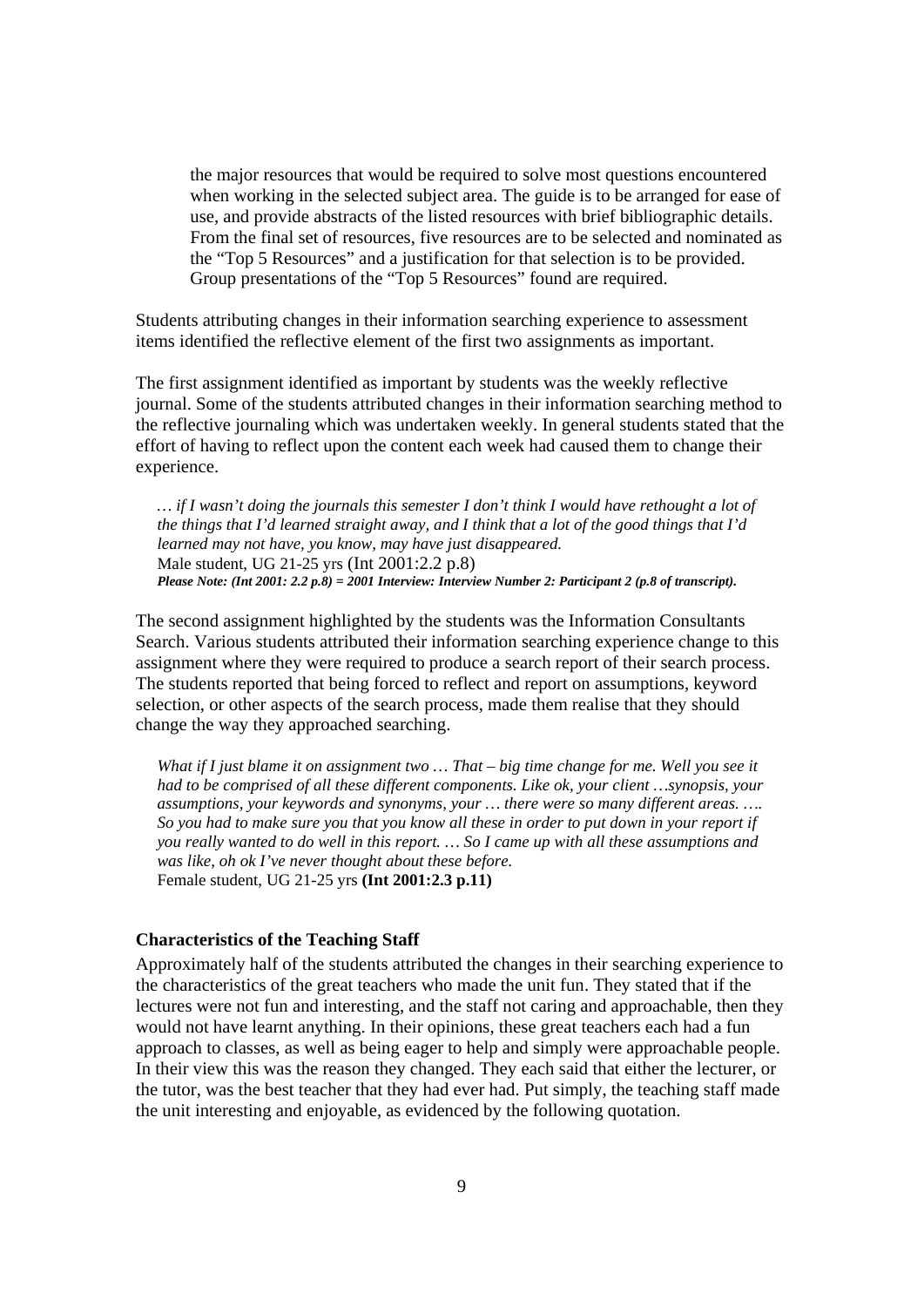> the major resources that would be required to solve most questions encountered when working in the selected subject area. The guide is to be arranged for ease of use, and provide abstracts of the listed resources with brief bibliographic details. From the final set of resources, five resources are to be selected and nominated as the "Top 5 Resources" and a justification for that selection is to be provided. Group presentations of the "Top 5 Resources" found are required.

Students attributing changes in their information searching experience to assessment items identified the reflective element of the first two assignments as important.

The first assignment identified as important by students was the weekly reflective journal. Some of the students attributed changes in their information searching method to the reflective journaling which was undertaken weekly. In general students stated that the effort of having to reflect upon the content each week had caused them to change their experience.

> *… if I wasn't doing the journals this semester I don't think I would have rethought a lot of the things that I'd learned straight away, and I think that a lot of the good things that I'd learned may not have, you know, may have just disappeared.*
> Male student, UG 21-25 yrs (Int 2001:2.2 p.8)
> ***Please Note: (Int 2001: 2.2 p.8) = 2001 Interview: Interview Number 2: Participant 2 (p.8 of transcript).***

The second assignment highlighted by the students was the Information Consultants Search. Various students attributed their information searching experience change to this assignment where they were required to produce a search report of their search process. The students reported that being forced to reflect and report on assumptions, keyword selection, or other aspects of the search process, made them realise that they should change the way they approached searching.

> *What if I just blame it on assignment two … That – big time change for me. Well you see it had to be comprised of all these different components. Like ok, your client …synopsis, your assumptions, your keywords and synonyms, your … there were so many different areas. …. So you had to make sure you that you know all these in order to put down in your report if you really wanted to do well in this report. … So I came up with all these assumptions and was like, oh ok I've never thought about these before.*
> Female student, UG 21-25 yrs **(Int 2001:2.3 p.11)**

### Characteristics of the Teaching Staff

Approximately half of the students attributed the changes in their searching experience to the characteristics of the great teachers who made the unit fun. They stated that if the lectures were not fun and interesting, and the staff not caring and approachable, then they would not have learnt anything. In their opinions, these great teachers each had a fun approach to classes, as well as being eager to help and simply were approachable people. In their view this was the reason they changed. They each said that either the lecturer, or the tutor, was the best teacher that they had ever had. Put simply, the teaching staff made the unit interesting and enjoyable, as evidenced by the following quotation.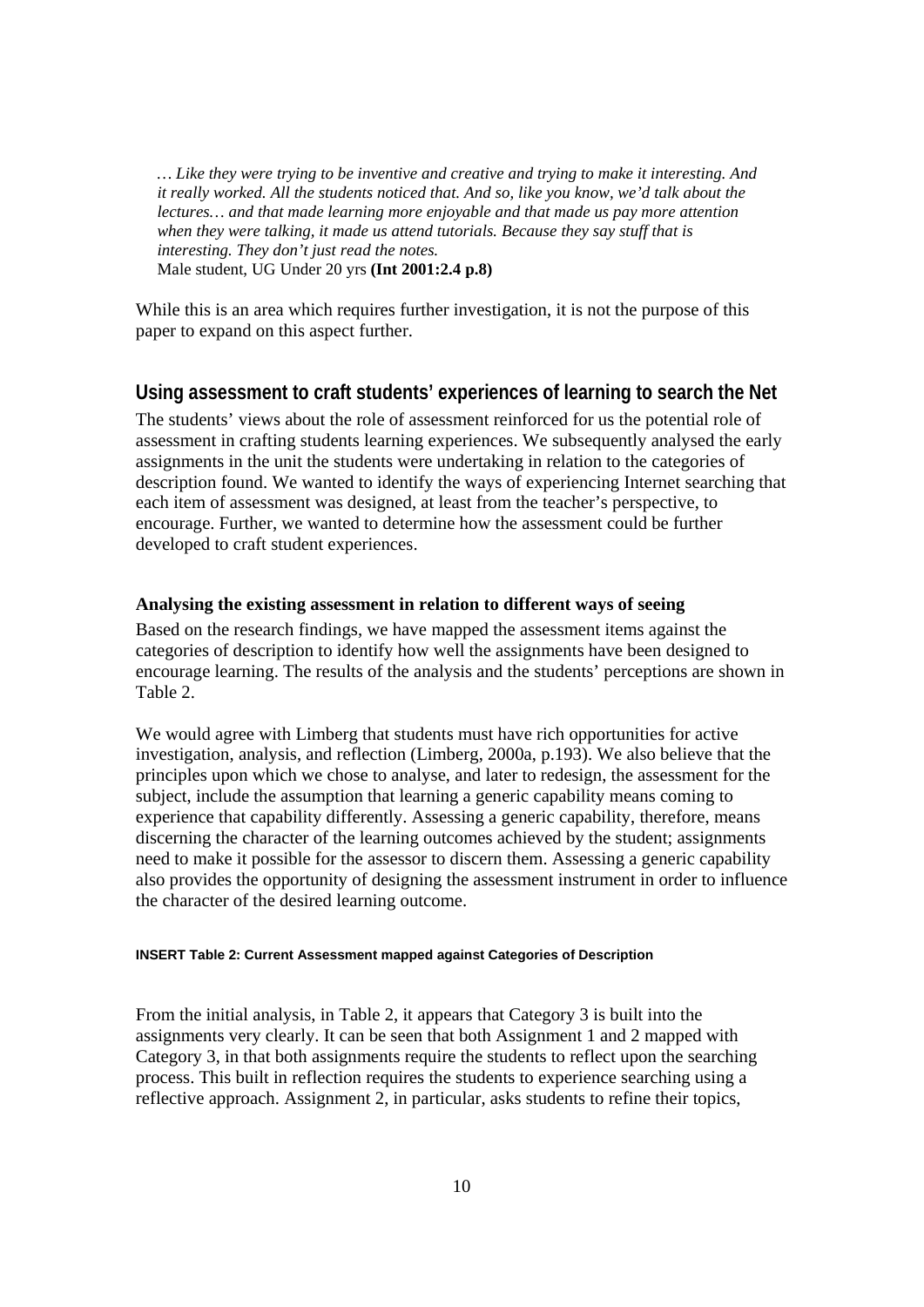> *… Like they were trying to be inventive and creative and trying to make it interesting. And it really worked. All the students noticed that. And so, like you know, we'd talk about the lectures… and that made learning more enjoyable and that made us pay more attention when they were talking, it made us attend tutorials. Because they say stuff that is interesting. They don't just read the notes.*
> Male student, UG Under 20 yrs **(Int 2001:2.4 p.8)**

While this is an area which requires further investigation, it is not the purpose of this paper to expand on this aspect further.

## Using assessment to craft students' experiences of learning to search the Net

The students' views about the role of assessment reinforced for us the potential role of assessment in crafting students learning experiences. We subsequently analysed the early assignments in the unit the students were undertaking in relation to the categories of description found. We wanted to identify the ways of experiencing Internet searching that each item of assessment was designed, at least from the teacher's perspective, to encourage. Further, we wanted to determine how the assessment could be further developed to craft student experiences.

### Analysing the existing assessment in relation to different ways of seeing

Based on the research findings, we have mapped the assessment items against the categories of description to identify how well the assignments have been designed to encourage learning. The results of the analysis and the students' perceptions are shown in Table 2.

We would agree with Limberg that students must have rich opportunities for active investigation, analysis, and reflection (Limberg, 2000a, p.193). We also believe that the principles upon which we chose to analyse, and later to redesign, the assessment for the subject, include the assumption that learning a generic capability means coming to experience that capability differently. Assessing a generic capability, therefore, means discerning the character of the learning outcomes achieved by the student; assignments need to make it possible for the assessor to discern them. Assessing a generic capability also provides the opportunity of designing the assessment instrument in order to influence the character of the desired learning outcome.

**INSERT Table 2: Current Assessment mapped against Categories of Description**

From the initial analysis, in Table 2, it appears that Category 3 is built into the assignments very clearly. It can be seen that both Assignment 1 and 2 mapped with Category 3, in that both assignments require the students to reflect upon the searching process. This built in reflection requires the students to experience searching using a reflective approach. Assignment 2, in particular, asks students to refine their topics,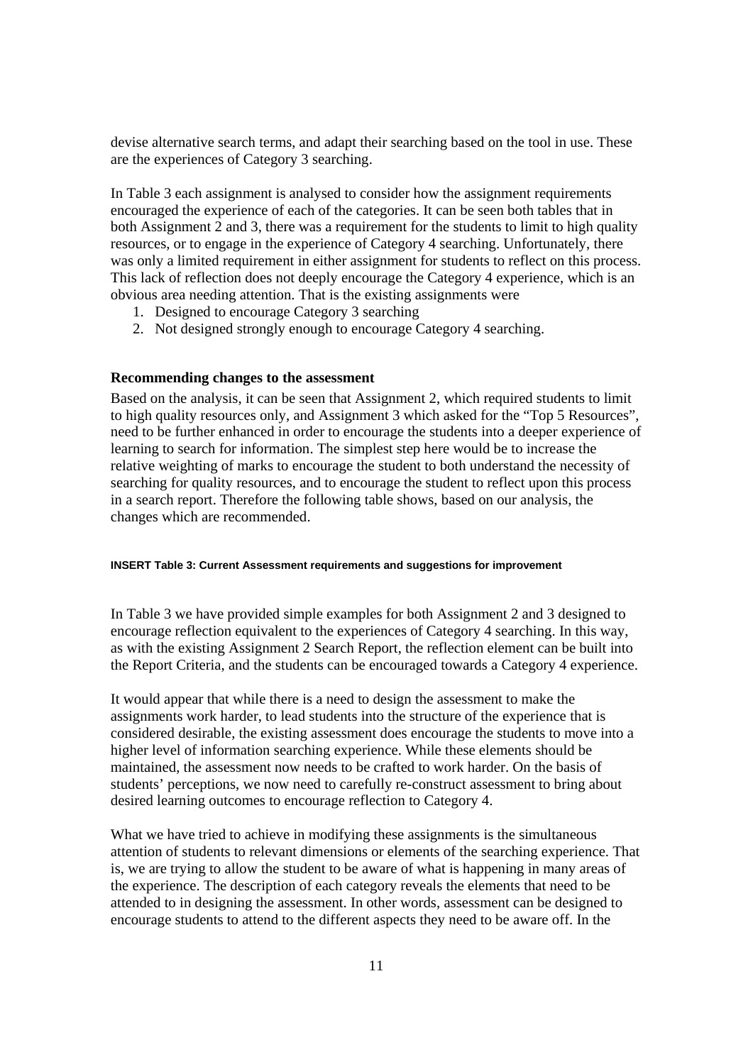devise alternative search terms, and adapt their searching based on the tool in use. These are the experiences of Category 3 searching.

In Table 3 each assignment is analysed to consider how the assignment requirements encouraged the experience of each of the categories. It can be seen both tables that in both Assignment 2 and 3, there was a requirement for the students to limit to high quality resources, or to engage in the experience of Category 4 searching. Unfortunately, there was only a limited requirement in either assignment for students to reflect on this process. This lack of reflection does not deeply encourage the Category 4 experience, which is an obvious area needing attention. That is the existing assignments were

1. Designed to encourage Category 3 searching
2. Not designed strongly enough to encourage Category 4 searching.

### Recommending changes to the assessment

Based on the analysis, it can be seen that Assignment 2, which required students to limit to high quality resources only, and Assignment 3 which asked for the "Top 5 Resources", need to be further enhanced in order to encourage the students into a deeper experience of learning to search for information. The simplest step here would be to increase the relative weighting of marks to encourage the student to both understand the necessity of searching for quality resources, and to encourage the student to reflect upon this process in a search report. Therefore the following table shows, based on our analysis, the changes which are recommended.

**INSERT Table 3: Current Assessment requirements and suggestions for improvement**

In Table 3 we have provided simple examples for both Assignment 2 and 3 designed to encourage reflection equivalent to the experiences of Category 4 searching. In this way, as with the existing Assignment 2 Search Report, the reflection element can be built into the Report Criteria, and the students can be encouraged towards a Category 4 experience.

It would appear that while there is a need to design the assessment to make the assignments work harder, to lead students into the structure of the experience that is considered desirable, the existing assessment does encourage the students to move into a higher level of information searching experience. While these elements should be maintained, the assessment now needs to be crafted to work harder. On the basis of students' perceptions, we now need to carefully re-construct assessment to bring about desired learning outcomes to encourage reflection to Category 4.

What we have tried to achieve in modifying these assignments is the simultaneous attention of students to relevant dimensions or elements of the searching experience. That is, we are trying to allow the student to be aware of what is happening in many areas of the experience. The description of each category reveals the elements that need to be attended to in designing the assessment. In other words, assessment can be designed to encourage students to attend to the different aspects they need to be aware off. In the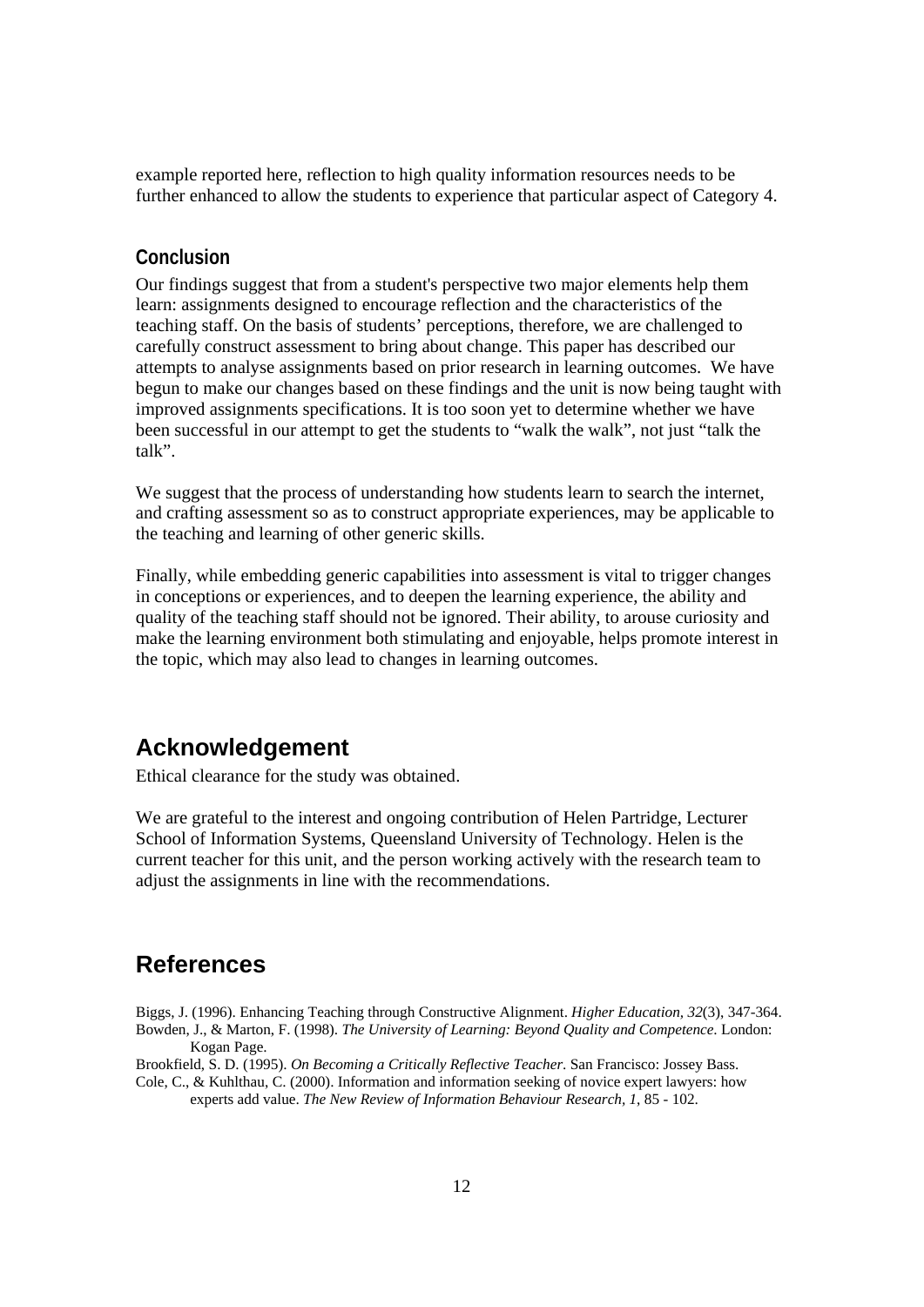example reported here, reflection to high quality information resources needs to be further enhanced to allow the students to experience that particular aspect of Category 4.

### Conclusion

Our findings suggest that from a student's perspective two major elements help them learn: assignments designed to encourage reflection and the characteristics of the teaching staff. On the basis of students' perceptions, therefore, we are challenged to carefully construct assessment to bring about change. This paper has described our attempts to analyse assignments based on prior research in learning outcomes. We have begun to make our changes based on these findings and the unit is now being taught with improved assignments specifications. It is too soon yet to determine whether we have been successful in our attempt to get the students to "walk the walk", not just "talk the talk".

We suggest that the process of understanding how students learn to search the internet, and crafting assessment so as to construct appropriate experiences, may be applicable to the teaching and learning of other generic skills.

Finally, while embedding generic capabilities into assessment is vital to trigger changes in conceptions or experiences, and to deepen the learning experience, the ability and quality of the teaching staff should not be ignored. Their ability, to arouse curiosity and make the learning environment both stimulating and enjoyable, helps promote interest in the topic, which may also lead to changes in learning outcomes.

## Acknowledgement

Ethical clearance for the study was obtained.

We are grateful to the interest and ongoing contribution of Helen Partridge, Lecturer School of Information Systems, Queensland University of Technology. Helen is the current teacher for this unit, and the person working actively with the research team to adjust the assignments in line with the recommendations.

## References

Biggs, J. (1996). Enhancing Teaching through Constructive Alignment. *Higher Education, 32*(3), 347-364.

Bowden, J., & Marton, F. (1998). *The University of Learning: Beyond Quality and Competence*. London: Kogan Page.

Brookfield, S. D. (1995). *On Becoming a Critically Reflective Teacher*. San Francisco: Jossey Bass.

Cole, C., & Kuhlthau, C. (2000). Information and information seeking of novice expert lawyers: how experts add value. *The New Review of Information Behaviour Research, 1*, 85 - 102.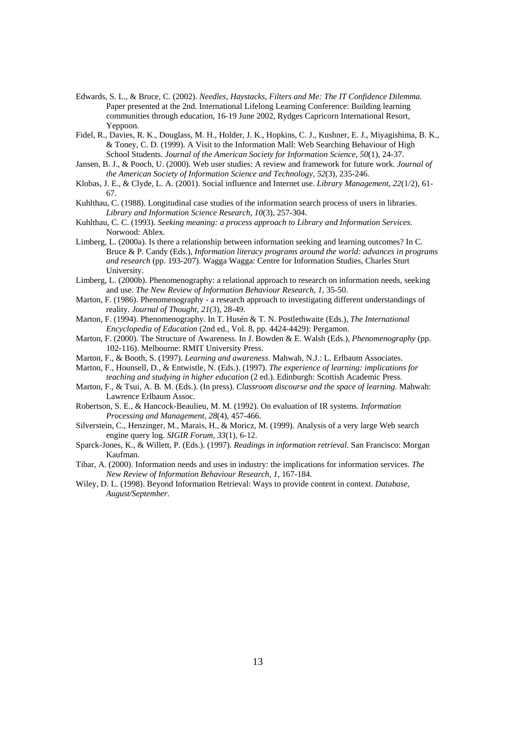Edwards, S. L., & Bruce, C. (2002). *Needles, Haystacks, Filters and Me: The IT Confidence Dilemma.* Paper presented at the 2nd. International Lifelong Learning Conference: Building learning communities through education, 16-19 June 2002, Rydges Capricorn International Resort, Yeppoon.

Fidel, R., Davies, R. K., Douglass, M. H., Holder, J. K., Hopkins, C. J., Kushner, E. J., Miyagishima, B. K., & Toney, C. D. (1999). A Visit to the Information Mall: Web Searching Behaviour of High School Students. *Journal of the American Society for Information Science, 50*(1), 24-37.

Jansen, B. J., & Pooch, U. (2000). Web user studies: A review and framework for future work. *Journal of the American Society of Information Science and Technology, 52*(3), 235-246.

Klobas, J. E., & Clyde, L. A. (2001). Social influence and Internet use. *Library Management, 22*(1/2), 61-67.

Kuhlthau, C. (1988). Longitudinal case studies of the information search process of users in libraries. *Library and Information Science Research, 10*(3), 257-304.

Kuhlthau, C. C. (1993). *Seeking meaning: a process approach to Library and Information Services.* Norwood: Ablex.

Limberg, L. (2000a). Is there a relationship between information seeking and learning outcomes? In C. Bruce & P. Candy (Eds.), *Information literacy programs around the world: advances in programs and research* (pp. 193-207). Wagga Wagga: Centre for Information Studies, Charles Sturt University.

Limberg, L. (2000b). Phenomenography: a relational approach to research on information needs, seeking and use. *The New Review of Information Behaviour Research, 1*, 35-50.

Marton, F. (1986). Phenomenography - a research approach to investigating different understandings of reality. *Journal of Thought, 21*(3), 28-49.

Marton, F. (1994). Phenomenography. In T. Husén & T. N. Postlethwaite (Eds.), *The International Encyclopedia of Education* (2nd ed., Vol. 8, pp. 4424-4429): Pergamon.

Marton, F. (2000). The Structure of Awareness. In J. Bowden & E. Walsh (Eds.), *Phenomenography* (pp. 102-116). Melbourne: RMIT University Press.

Marton, F., & Booth, S. (1997). *Learning and awareness.* Mahwah, N.J.: L. Erlbaum Associates.

Marton, F., Hounsell, D., & Entwistle, N. (Eds.). (1997). *The experience of learning: implications for teaching and studying in higher education* (2 ed.). Edinburgh: Scottish Academic Press.

Marton, F., & Tsui, A. B. M. (Eds.). (In press). *Classroom discourse and the space of learning.* Mahwah: Lawrence Erlbaum Assoc.

Robertson, S. E., & Hancock-Beaulieu, M. M. (1992). On evaluation of IR systems. *Information Processing and Management, 28*(4), 457-466.

Silverstein, C., Henzinger, M., Marais, H., & Moricz, M. (1999). Analysis of a very large Web search engine query log. *SIGIR Forum, 33*(1), 6-12.

Sparck-Jones, K., & Willett, P. (Eds.). (1997). *Readings in information retrieval.* San Francisco: Morgan Kaufman.

Tibar, A. (2000). Information needs and uses in industry: the implications for information services. *The New Review of Information Behaviour Research, 1*, 167-184.

Wiley, D. L. (1998). Beyond Information Retrieval: Ways to provide content in context. *Database, August/September*.